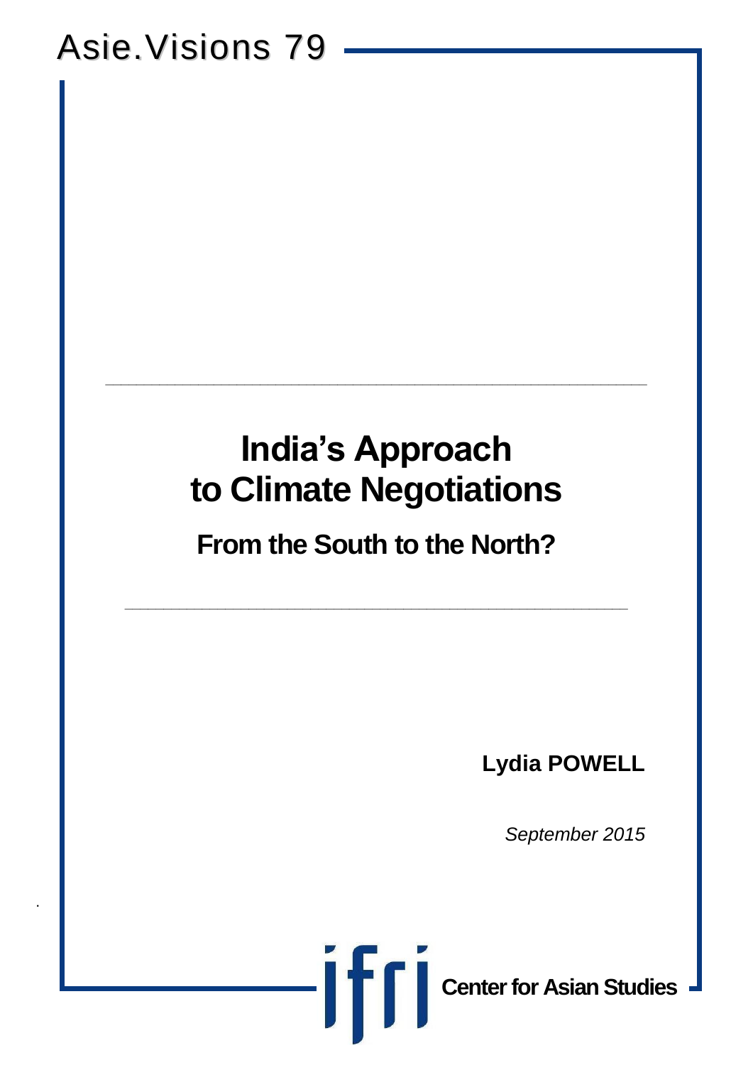Asie.Visions 79

# India's Approach to Climate Negotiations

## From the South to the North?

**Lydia POWELL**

*September 2015*

ifri **Center for Asian Studies**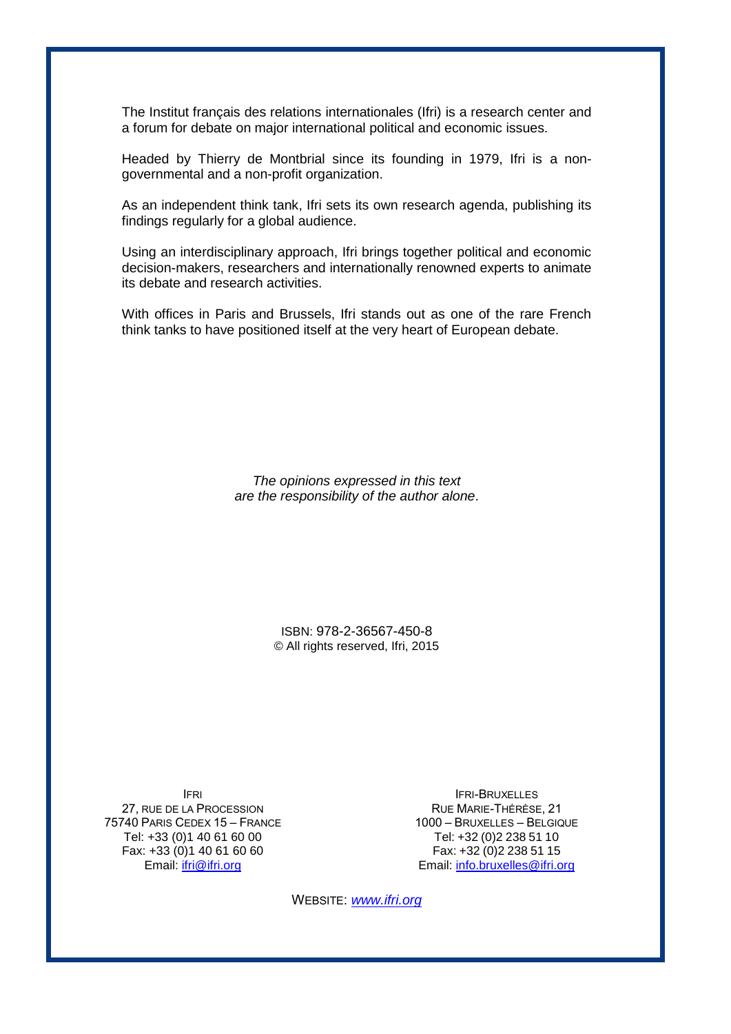The Institut français des relations internationales (Ifri) is a research center and a forum for debate on major international political and economic issues.

Headed by Thierry de Montbrial since its founding in 1979, Ifri is a non-governmental and a non-profit organization.

As an independent think tank, Ifri sets its own research agenda, publishing its findings regularly for a global audience.

Using an interdisciplinary approach, Ifri brings together political and economic decision-makers, researchers and internationally renowned experts to animate its debate and research activities.

With offices in Paris and Brussels, Ifri stands out as one of the rare French think tanks to have positioned itself at the very heart of European debate.

*The opinions expressed in this text are the responsibility of the author alone*.

ISBN: 978-2-36567-450-8
© All rights reserved, Ifri, 2015

IFRI
27, RUE DE LA PROCESSION
75740 PARIS CEDEX 15 – FRANCE
Tel: +33 (0)1 40 61 60 00
Fax: +33 (0)1 40 61 60 60
Email: ifri@ifri.org

IFRI-BRUXELLES
RUE MARIE-THÉRÈSE, 21
1000 – BRUXELLES – BELGIQUE
Tel: +32 (0)2 238 51 10
Fax: +32 (0)2 238 51 15
Email: info.bruxelles@ifri.org

WEBSITE: *www.ifri.org*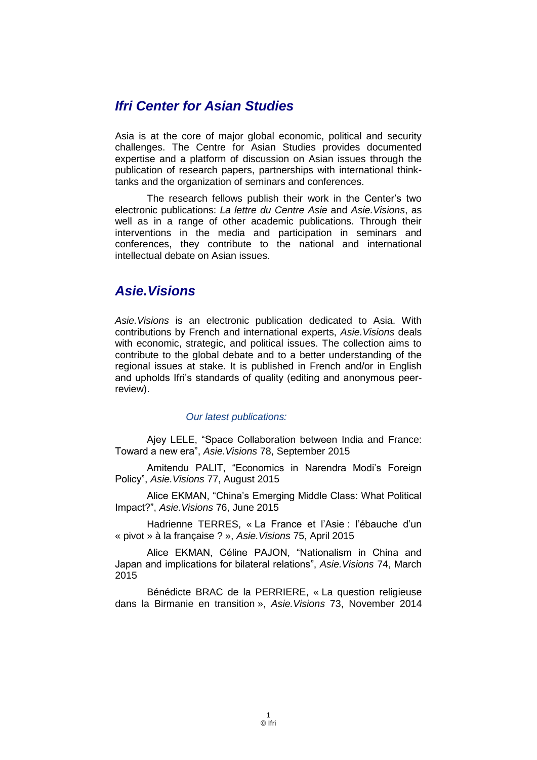## *Ifri Center for Asian Studies*

Asia is at the core of major global economic, political and security challenges. The Centre for Asian Studies provides documented expertise and a platform of discussion on Asian issues through the publication of research papers, partnerships with international think-tanks and the organization of seminars and conferences.

The research fellows publish their work in the Center's two electronic publications: *La lettre du Centre Asie* and *Asie.Visions*, as well as in a range of other academic publications. Through their interventions in the media and participation in seminars and conferences, they contribute to the national and international intellectual debate on Asian issues.

## *Asie.Visions*

*Asie.Visions* is an electronic publication dedicated to Asia. With contributions by French and international experts, *Asie.Visions* deals with economic, strategic, and political issues. The collection aims to contribute to the global debate and to a better understanding of the regional issues at stake. It is published in French and/or in English and upholds Ifri's standards of quality (editing and anonymous peer-review).

*Our latest publications:*

Ajey LELE, "Space Collaboration between India and France: Toward a new era", *Asie.Visions* 78, September 2015

Amitendu PALIT, "Economics in Narendra Modi's Foreign Policy", *Asie.Visions* 77, August 2015

Alice EKMAN, "China's Emerging Middle Class: What Political Impact?", *Asie.Visions* 76, June 2015

Hadrienne TERRES, « La France et l'Asie : l'ébauche d'un « pivot » à la française ? », *Asie.Visions* 75, April 2015

Alice EKMAN, Céline PAJON, "Nationalism in China and Japan and implications for bilateral relations", *Asie.Visions* 74, March 2015

Bénédicte BRAC de la PERRIERE, « La question religieuse dans la Birmanie en transition », *Asie.Visions* 73, November 2014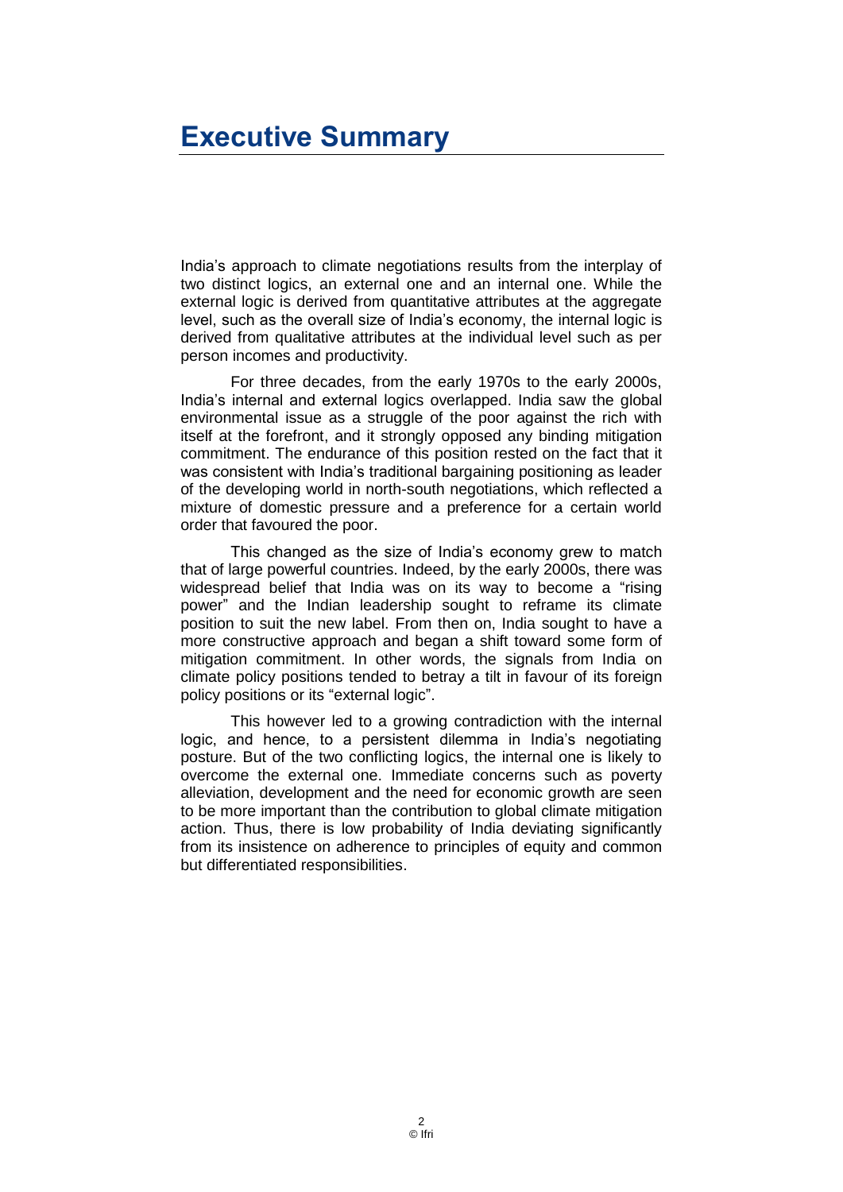# Executive Summary

India's approach to climate negotiations results from the interplay of two distinct logics, an external one and an internal one. While the external logic is derived from quantitative attributes at the aggregate level, such as the overall size of India's economy, the internal logic is derived from qualitative attributes at the individual level such as per person incomes and productivity.

For three decades, from the early 1970s to the early 2000s, India's internal and external logics overlapped. India saw the global environmental issue as a struggle of the poor against the rich with itself at the forefront, and it strongly opposed any binding mitigation commitment. The endurance of this position rested on the fact that it was consistent with India's traditional bargaining positioning as leader of the developing world in north-south negotiations, which reflected a mixture of domestic pressure and a preference for a certain world order that favoured the poor.

This changed as the size of India's economy grew to match that of large powerful countries. Indeed, by the early 2000s, there was widespread belief that India was on its way to become a "rising power" and the Indian leadership sought to reframe its climate position to suit the new label. From then on, India sought to have a more constructive approach and began a shift toward some form of mitigation commitment. In other words, the signals from India on climate policy positions tended to betray a tilt in favour of its foreign policy positions or its "external logic".

This however led to a growing contradiction with the internal logic, and hence, to a persistent dilemma in India's negotiating posture. But of the two conflicting logics, the internal one is likely to overcome the external one. Immediate concerns such as poverty alleviation, development and the need for economic growth are seen to be more important than the contribution to global climate mitigation action. Thus, there is low probability of India deviating significantly from its insistence on adherence to principles of equity and common but differentiated responsibilities.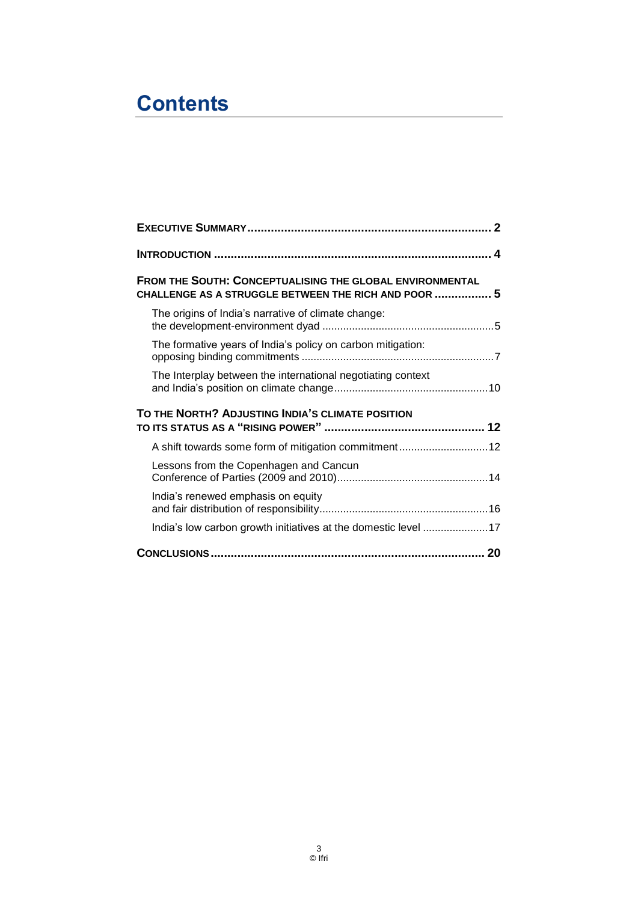# Contents

**EXECUTIVE SUMMARY** ........................................................................ **2**

**INTRODUCTION** ................................................................................. **4**

**FROM THE SOUTH: CONCEPTUALISING THE GLOBAL ENVIRONMENTAL CHALLENGE AS A STRUGGLE BETWEEN THE RICH AND POOR** ................. **5**

- The origins of India's narrative of climate change: the development-environment dyad ......................................................... 5
- The formative years of India's policy on carbon mitigation: opposing binding commitments ................................................................ 7
- The Interplay between the international negotiating context and India's position on climate change .................................................. 10

**TO THE NORTH? ADJUSTING INDIA'S CLIMATE POSITION TO ITS STATUS AS A "RISING POWER"** ............................................... **12**

- A shift towards some form of mitigation commitment ............................. 12
- Lessons from the Copenhagen and Cancun Conference of Parties (2009 and 2010) .................................................. 14
- India's renewed emphasis on equity and fair distribution of responsibility ........................................................ 16
- India's low carbon growth initiatives at the domestic level ...................... 17

**CONCLUSIONS** ................................................................................. **20**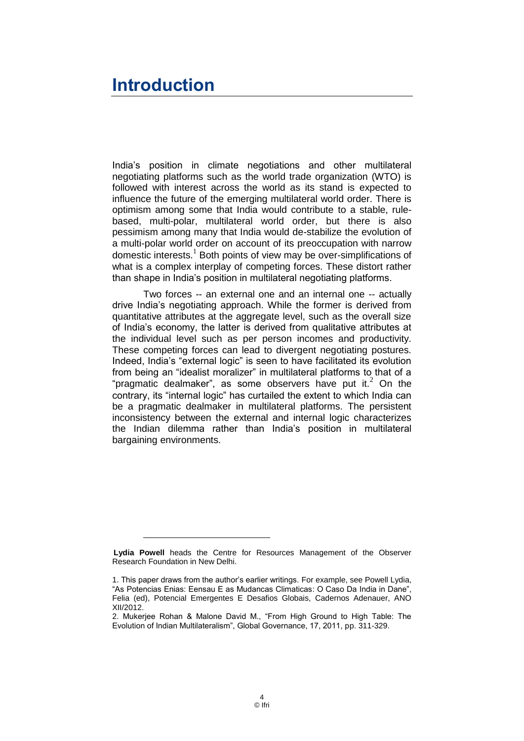# Introduction

India's position in climate negotiations and other multilateral negotiating platforms such as the world trade organization (WTO) is followed with interest across the world as its stand is expected to influence the future of the emerging multilateral world order. There is optimism among some that India would contribute to a stable, rule-based, multi-polar, multilateral world order, but there is also pessimism among many that India would de-stabilize the evolution of a multi-polar world order on account of its preoccupation with narrow domestic interests.[1] Both points of view may be over-simplifications of what is a complex interplay of competing forces. These distort rather than shape in India's position in multilateral negotiating platforms.

Two forces -- an external one and an internal one -- actually drive India's negotiating approach. While the former is derived from quantitative attributes at the aggregate level, such as the overall size of India's economy, the latter is derived from qualitative attributes at the individual level such as per person incomes and productivity. These competing forces can lead to divergent negotiating postures. Indeed, India's "external logic" is seen to have facilitated its evolution from being an "idealist moralizer" in multilateral platforms to that of a "pragmatic dealmaker", as some observers have put it.[2] On the contrary, its "internal logic" has curtailed the extent to which India can be a pragmatic dealmaker in multilateral platforms. The persistent inconsistency between the external and internal logic characterizes the Indian dilemma rather than India's position in multilateral bargaining environments.

---

**Lydia Powell** heads the Centre for Resources Management of the Observer Research Foundation in New Delhi.

1. This paper draws from the author's earlier writings. For example, see Powell Lydia, "As Potencias Enias: Eensau E as Mudancas Climaticas: O Caso Da India in Dane", Felia (ed), Potencial Emergentes E Desafios Globais, Cadernos Adenauer, ANO XII/2012.

2. Mukerjee Rohan & Malone David M., "From High Ground to High Table: The Evolution of Indian Multilateralism", Global Governance, 17, 2011, pp. 311-329.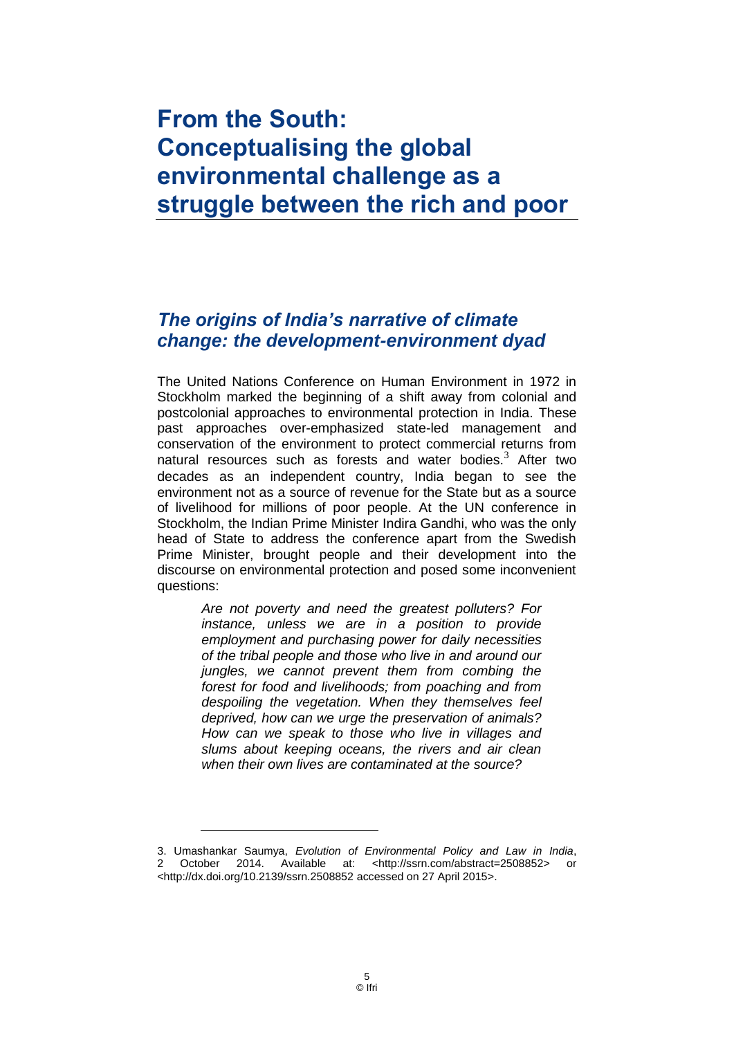# From the South: Conceptualising the global environmental challenge as a struggle between the rich and poor

## *The origins of India's narrative of climate change: the development-environment dyad*

The United Nations Conference on Human Environment in 1972 in Stockholm marked the beginning of a shift away from colonial and postcolonial approaches to environmental protection in India. These past approaches over-emphasized state-led management and conservation of the environment to protect commercial returns from natural resources such as forests and water bodies.[3] After two decades as an independent country, India began to see the environment not as a source of revenue for the State but as a source of livelihood for millions of poor people. At the UN conference in Stockholm, the Indian Prime Minister Indira Gandhi, who was the only head of State to address the conference apart from the Swedish Prime Minister, brought people and their development into the discourse on environmental protection and posed some inconvenient questions:

> *Are not poverty and need the greatest polluters? For instance, unless we are in a position to provide employment and purchasing power for daily necessities of the tribal people and those who live in and around our jungles, we cannot prevent them from combing the forest for food and livelihoods; from poaching and from despoiling the vegetation. When they themselves feel deprived, how can we urge the preservation of animals? How can we speak to those who live in villages and slums about keeping oceans, the rivers and air clean when their own lives are contaminated at the source?*

---

3. Umashankar Saumya, *Evolution of Environmental Policy and Law in India*, 2 October 2014. Available at: <http://ssrn.com/abstract=2508852> or <http://dx.doi.org/10.2139/ssrn.2508852 accessed on 27 April 2015>.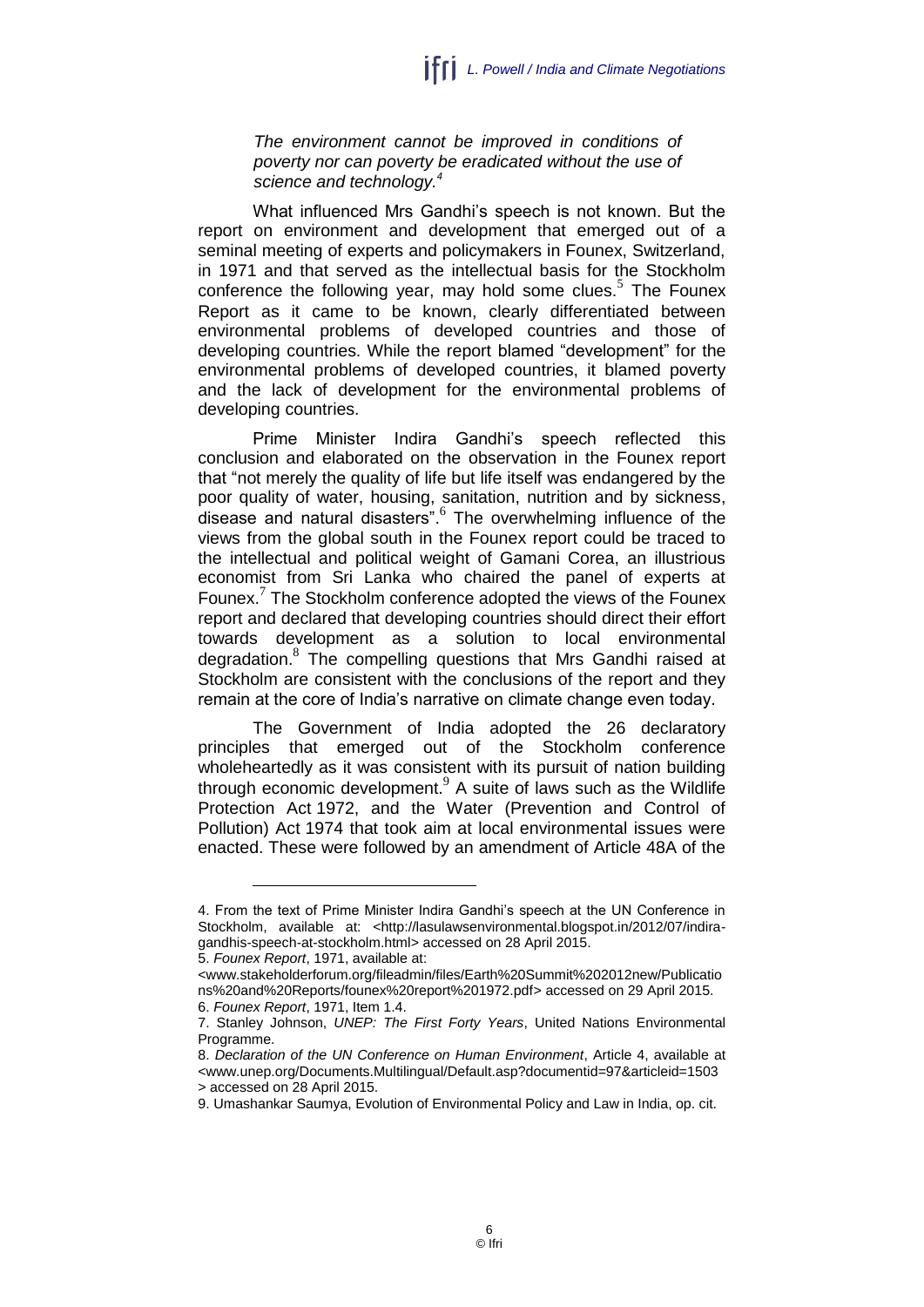> *The environment cannot be improved in conditions of poverty nor can poverty be eradicated without the use of science and technology.*[4]

What influenced Mrs Gandhi's speech is not known. But the report on environment and development that emerged out of a seminal meeting of experts and policymakers in Founex, Switzerland, in 1971 and that served as the intellectual basis for the Stockholm conference the following year, may hold some clues.[5] The Founex Report as it came to be known, clearly differentiated between environmental problems of developed countries and those of developing countries. While the report blamed "development" for the environmental problems of developed countries, it blamed poverty and the lack of development for the environmental problems of developing countries.

Prime Minister Indira Gandhi's speech reflected this conclusion and elaborated on the observation in the Founex report that "not merely the quality of life but life itself was endangered by the poor quality of water, housing, sanitation, nutrition and by sickness, disease and natural disasters".[6] The overwhelming influence of the views from the global south in the Founex report could be traced to the intellectual and political weight of Gamani Corea, an illustrious economist from Sri Lanka who chaired the panel of experts at Founex.[7] The Stockholm conference adopted the views of the Founex report and declared that developing countries should direct their effort towards development as a solution to local environmental degradation.[8] The compelling questions that Mrs Gandhi raised at Stockholm are consistent with the conclusions of the report and they remain at the core of India's narrative on climate change even today.

The Government of India adopted the 26 declaratory principles that emerged out of the Stockholm conference wholeheartedly as it was consistent with its pursuit of nation building through economic development.[9] A suite of laws such as the Wildlife Protection Act 1972, and the Water (Prevention and Control of Pollution) Act 1974 that took aim at local environmental issues were enacted. These were followed by an amendment of Article 48A of the

---

4. From the text of Prime Minister Indira Gandhi's speech at the UN Conference in Stockholm, available at: <http://lasulawsenvironmental.blogspot.in/2012/07/indira-gandhis-speech-at-stockholm.html> accessed on 28 April 2015.

5. *Founex Report*, 1971, available at: <www.stakeholderforum.org/fileadmin/files/Earth%20Summit%202012new/Publications%20and%20Reports/founex%20report%201972.pdf> accessed on 29 April 2015.

6. *Founex Report*, 1971, Item 1.4.

7. Stanley Johnson, *UNEP: The First Forty Years*, United Nations Environmental Programme.

8. *Declaration of the UN Conference on Human Environment*, Article 4, available at <www.unep.org/Documents.Multilingual/Default.asp?documentid=97&articleid=1503> accessed on 28 April 2015.

9. Umashankar Saumya, Evolution of Environmental Policy and Law in India, op. cit.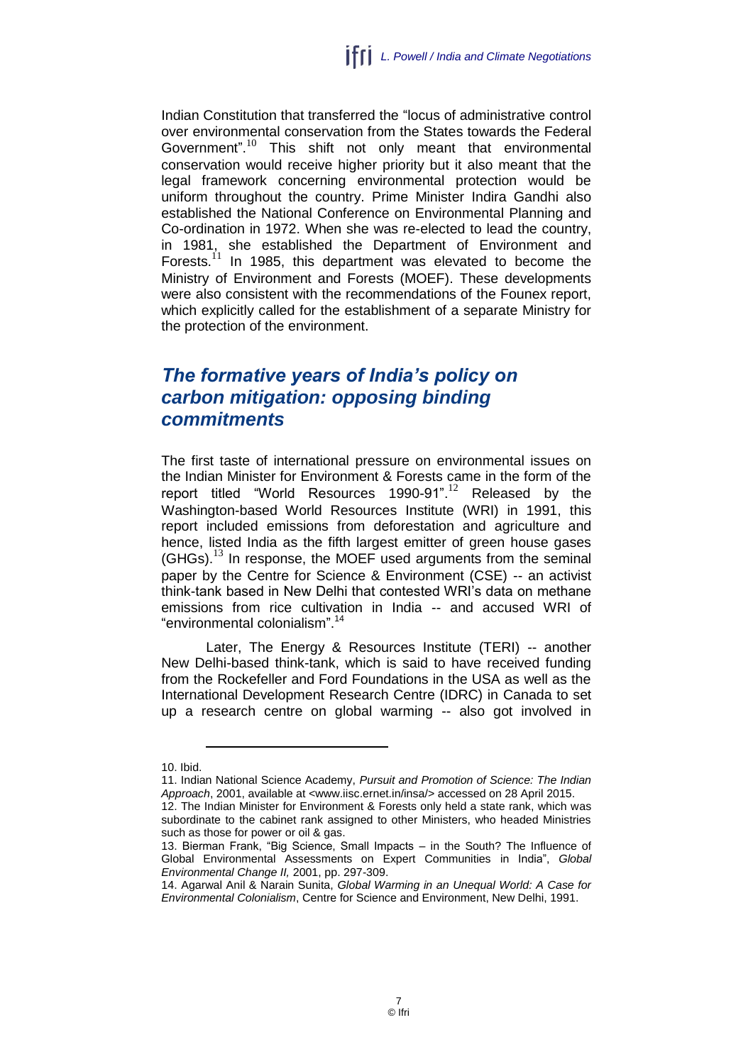Indian Constitution that transferred the "locus of administrative control over environmental conservation from the States towards the Federal Government".[10] This shift not only meant that environmental conservation would receive higher priority but it also meant that the legal framework concerning environmental protection would be uniform throughout the country. Prime Minister Indira Gandhi also established the National Conference on Environmental Planning and Co-ordination in 1972. When she was re-elected to lead the country, in 1981, she established the Department of Environment and Forests.[11] In 1985, this department was elevated to become the Ministry of Environment and Forests (MOEF). These developments were also consistent with the recommendations of the Founex report, which explicitly called for the establishment of a separate Ministry for the protection of the environment.

## *The formative years of India's policy on carbon mitigation: opposing binding commitments*

The first taste of international pressure on environmental issues on the Indian Minister for Environment & Forests came in the form of the report titled "World Resources 1990-91".[12] Released by the Washington-based World Resources Institute (WRI) in 1991, this report included emissions from deforestation and agriculture and hence, listed India as the fifth largest emitter of green house gases (GHGs).[13] In response, the MOEF used arguments from the seminal paper by the Centre for Science & Environment (CSE) -- an activist think-tank based in New Delhi that contested WRI's data on methane emissions from rice cultivation in India -- and accused WRI of "environmental colonialism".[14]

Later, The Energy & Resources Institute (TERI) -- another New Delhi-based think-tank, which is said to have received funding from the Rockefeller and Ford Foundations in the USA as well as the International Development Research Centre (IDRC) in Canada to set up a research centre on global warming -- also got involved in

---

10. Ibid.

11. Indian National Science Academy, *Pursuit and Promotion of Science: The Indian Approach*, 2001, available at <www.iisc.ernet.in/insa/> accessed on 28 April 2015.

12. The Indian Minister for Environment & Forests only held a state rank, which was subordinate to the cabinet rank assigned to other Ministers, who headed Ministries such as those for power or oil & gas.

13. Bierman Frank, "Big Science, Small Impacts – in the South? The Influence of Global Environmental Assessments on Expert Communities in India", *Global Environmental Change II,* 2001, pp. 297-309.

14. Agarwal Anil & Narain Sunita, *Global Warming in an Unequal World: A Case for Environmental Colonialism*, Centre for Science and Environment, New Delhi, 1991.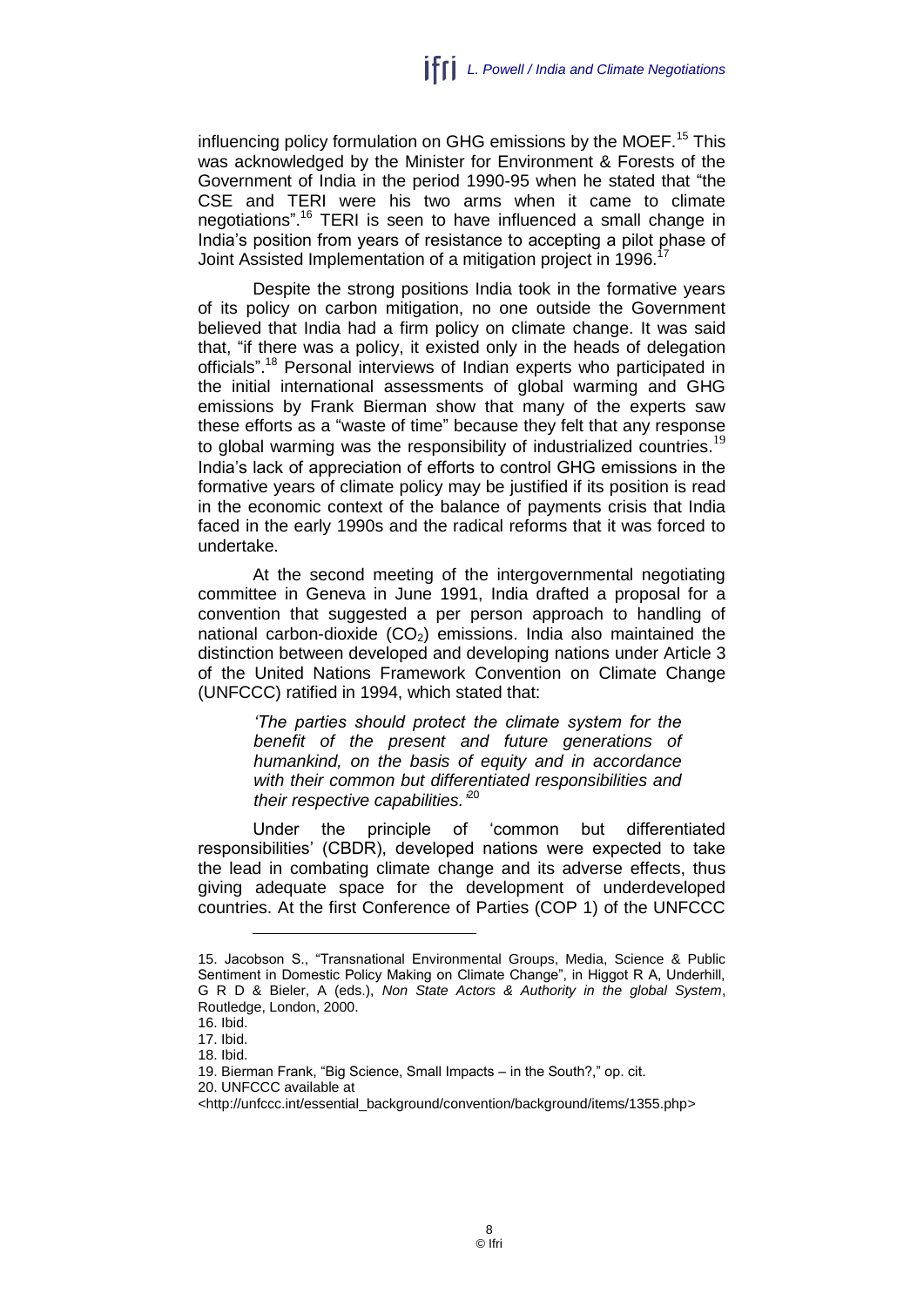influencing policy formulation on GHG emissions by the MOEF.[15] This was acknowledged by the Minister for Environment & Forests of the Government of India in the period 1990-95 when he stated that "the CSE and TERI were his two arms when it came to climate negotiations".[16] TERI is seen to have influenced a small change in India's position from years of resistance to accepting a pilot phase of Joint Assisted Implementation of a mitigation project in 1996.[17]

Despite the strong positions India took in the formative years of its policy on carbon mitigation, no one outside the Government believed that India had a firm policy on climate change. It was said that, "if there was a policy, it existed only in the heads of delegation officials".[18] Personal interviews of Indian experts who participated in the initial international assessments of global warming and GHG emissions by Frank Bierman show that many of the experts saw these efforts as a "waste of time" because they felt that any response to global warming was the responsibility of industrialized countries.[19] India's lack of appreciation of efforts to control GHG emissions in the formative years of climate policy may be justified if its position is read in the economic context of the balance of payments crisis that India faced in the early 1990s and the radical reforms that it was forced to undertake.

At the second meeting of the intergovernmental negotiating committee in Geneva in June 1991, India drafted a proposal for a convention that suggested a per person approach to handling of national carbon-dioxide ($CO_2$) emissions. India also maintained the distinction between developed and developing nations under Article 3 of the United Nations Framework Convention on Climate Change (UNFCCC) ratified in 1994, which stated that:

> *'The parties should protect the climate system for the benefit of the present and future generations of humankind, on the basis of equity and in accordance with their common but differentiated responsibilities and their respective capabilities.'*[20]

Under the principle of 'common but differentiated responsibilities' (CBDR), developed nations were expected to take the lead in combating climate change and its adverse effects, thus giving adequate space for the development of underdeveloped countries. At the first Conference of Parties (COP 1) of the UNFCCC

---

15. Jacobson S., "Transnational Environmental Groups, Media, Science & Public Sentiment in Domestic Policy Making on Climate Change", in Higgot R A, Underhill, G R D & Bieler, A (eds.), *Non State Actors & Authority in the global System*, Routledge, London, 2000.
16. Ibid.
17. Ibid.
18. Ibid.
19. Bierman Frank, "Big Science, Small Impacts – in the South?," op. cit.
20. UNFCCC available at <http://unfccc.int/essential_background/convention/background/items/1355.php>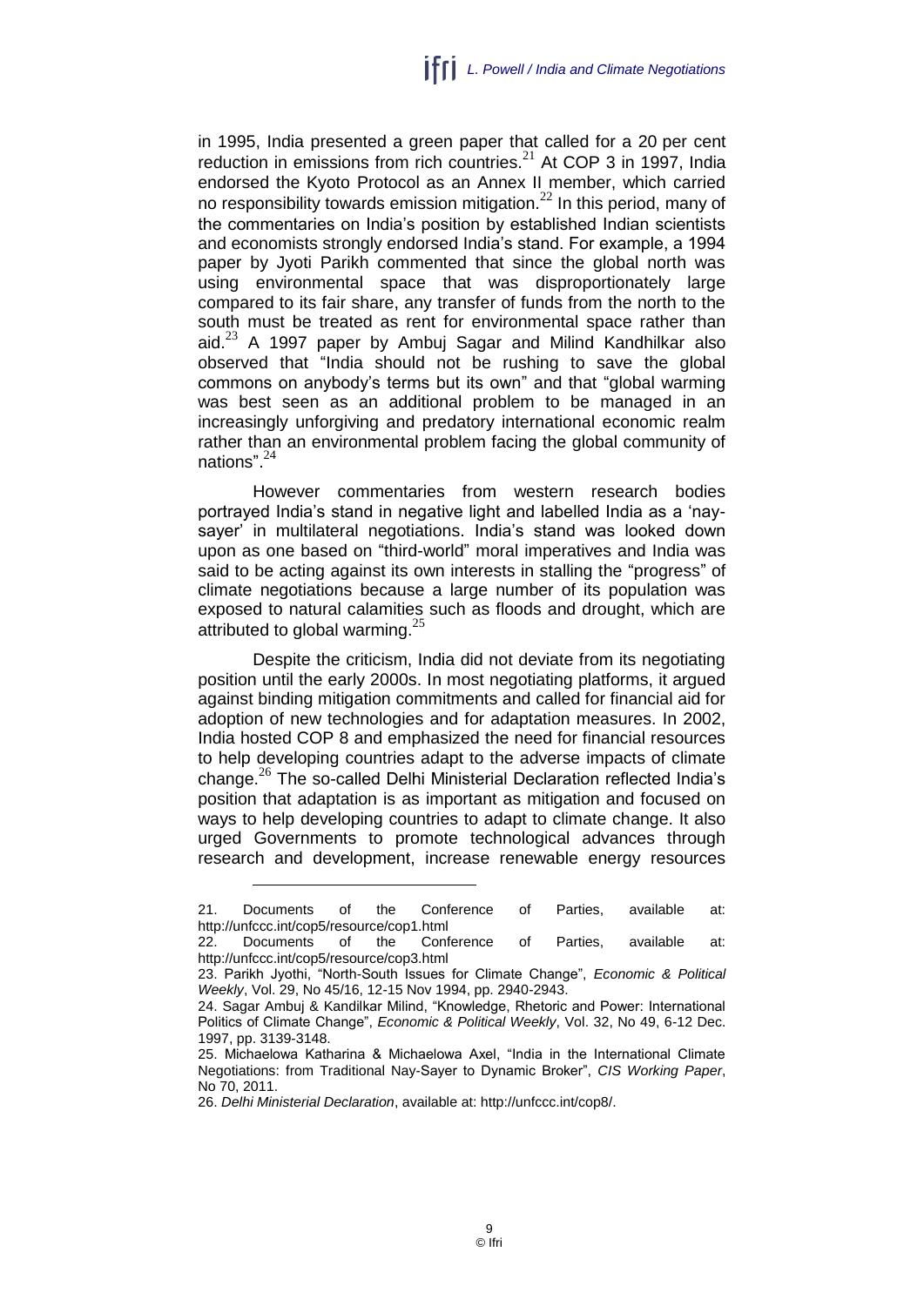in 1995, India presented a green paper that called for a 20 per cent reduction in emissions from rich countries.[21] At COP 3 in 1997, India endorsed the Kyoto Protocol as an Annex II member, which carried no responsibility towards emission mitigation.[22] In this period, many of the commentaries on India's position by established Indian scientists and economists strongly endorsed India's stand. For example, a 1994 paper by Jyoti Parikh commented that since the global north was using environmental space that was disproportionately large compared to its fair share, any transfer of funds from the north to the south must be treated as rent for environmental space rather than aid.[23] A 1997 paper by Ambuj Sagar and Milind Kandhilkar also observed that "India should not be rushing to save the global commons on anybody's terms but its own" and that "global warming was best seen as an additional problem to be managed in an increasingly unforgiving and predatory international economic realm rather than an environmental problem facing the global community of nations".[24]

However commentaries from western research bodies portrayed India's stand in negative light and labelled India as a 'nay-sayer' in multilateral negotiations. India's stand was looked down upon as one based on "third-world" moral imperatives and India was said to be acting against its own interests in stalling the "progress" of climate negotiations because a large number of its population was exposed to natural calamities such as floods and drought, which are attributed to global warming.[25]

Despite the criticism, India did not deviate from its negotiating position until the early 2000s. In most negotiating platforms, it argued against binding mitigation commitments and called for financial aid for adoption of new technologies and for adaptation measures. In 2002, India hosted COP 8 and emphasized the need for financial resources to help developing countries adapt to the adverse impacts of climate change.[26] The so-called Delhi Ministerial Declaration reflected India's position that adaptation is as important as mitigation and focused on ways to help developing countries to adapt to climate change. It also urged Governments to promote technological advances through research and development, increase renewable energy resources

21. Documents of the Conference of Parties, available at: http://unfccc.int/cop5/resource/cop1.html

22. Documents of the Conference of Parties, available at: http://unfccc.int/cop5/resource/cop3.html

23. Parikh Jyothi, "North-South Issues for Climate Change", *Economic & Political Weekly*, Vol. 29, No 45/16, 12-15 Nov 1994, pp. 2940-2943.

24. Sagar Ambuj & Kandilkar Milind, "Knowledge, Rhetoric and Power: International Politics of Climate Change", *Economic & Political Weekly*, Vol. 32, No 49, 6-12 Dec. 1997, pp. 3139-3148.

25. Michaelowa Katharina & Michaelowa Axel, "India in the International Climate Negotiations: from Traditional Nay-Sayer to Dynamic Broker", *CIS Working Paper*, No 70, 2011.

26. *Delhi Ministerial Declaration*, available at: http://unfccc.int/cop8/.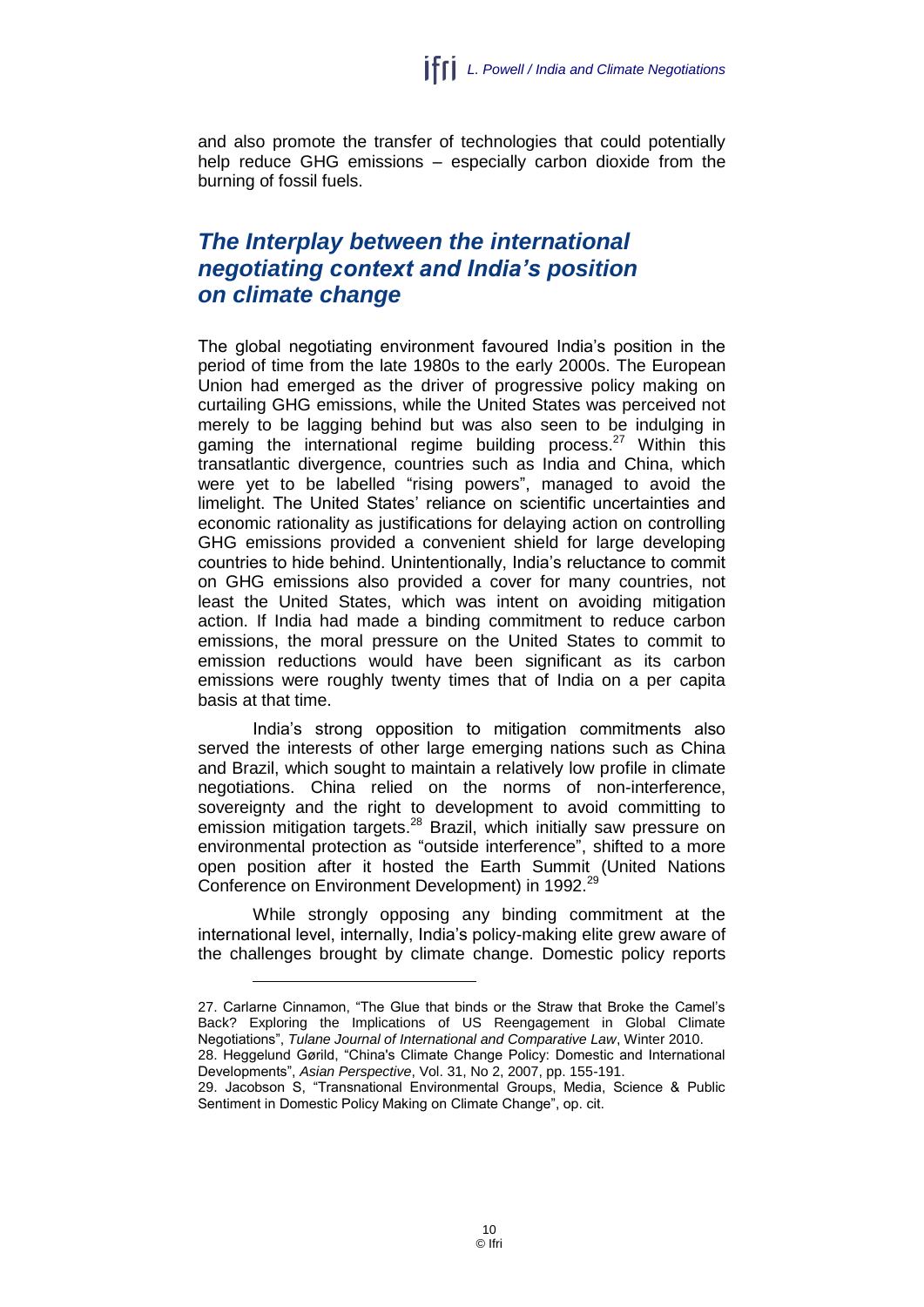and also promote the transfer of technologies that could potentially help reduce GHG emissions – especially carbon dioxide from the burning of fossil fuels.

## *The Interplay between the international negotiating context and India's position on climate change*

The global negotiating environment favoured India's position in the period of time from the late 1980s to the early 2000s. The European Union had emerged as the driver of progressive policy making on curtailing GHG emissions, while the United States was perceived not merely to be lagging behind but was also seen to be indulging in gaming the international regime building process.[27] Within this transatlantic divergence, countries such as India and China, which were yet to be labelled "rising powers", managed to avoid the limelight. The United States' reliance on scientific uncertainties and economic rationality as justifications for delaying action on controlling GHG emissions provided a convenient shield for large developing countries to hide behind. Unintentionally, India's reluctance to commit on GHG emissions also provided a cover for many countries, not least the United States, which was intent on avoiding mitigation action. If India had made a binding commitment to reduce carbon emissions, the moral pressure on the United States to commit to emission reductions would have been significant as its carbon emissions were roughly twenty times that of India on a per capita basis at that time.

India's strong opposition to mitigation commitments also served the interests of other large emerging nations such as China and Brazil, which sought to maintain a relatively low profile in climate negotiations. China relied on the norms of non-interference, sovereignty and the right to development to avoid committing to emission mitigation targets.[28] Brazil, which initially saw pressure on environmental protection as "outside interference", shifted to a more open position after it hosted the Earth Summit (United Nations Conference on Environment Development) in 1992.[29]

While strongly opposing any binding commitment at the international level, internally, India's policy-making elite grew aware of the challenges brought by climate change. Domestic policy reports

---

27. Carlarne Cinnamon, "The Glue that binds or the Straw that Broke the Camel's Back? Exploring the Implications of US Reengagement in Global Climate Negotiations", *Tulane Journal of International and Comparative Law*, Winter 2010.

28. Heggelund Gørild, "China's Climate Change Policy: Domestic and International Developments", *Asian Perspective*, Vol. 31, No 2, 2007, pp. 155-191.

29. Jacobson S, "Transnational Environmental Groups, Media, Science & Public Sentiment in Domestic Policy Making on Climate Change", op. cit.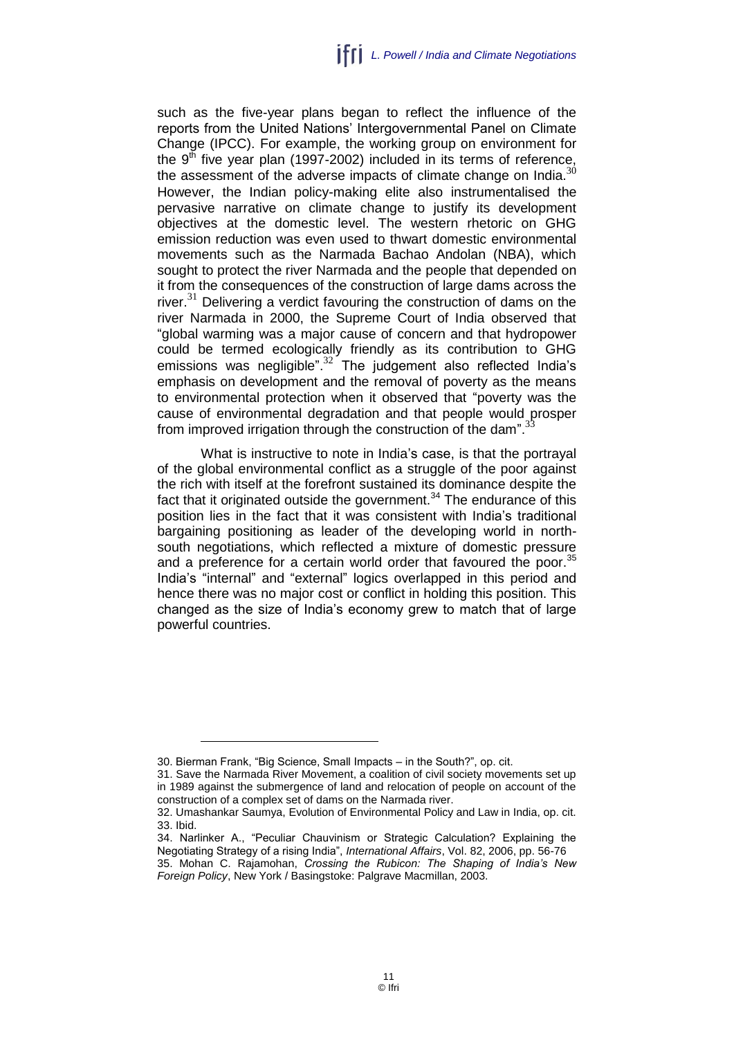such as the five-year plans began to reflect the influence of the reports from the United Nations' Intergovernmental Panel on Climate Change (IPCC). For example, the working group on environment for the 9th five year plan (1997-2002) included in its terms of reference, the assessment of the adverse impacts of climate change on India.[30] However, the Indian policy-making elite also instrumentalised the pervasive narrative on climate change to justify its development objectives at the domestic level. The western rhetoric on GHG emission reduction was even used to thwart domestic environmental movements such as the Narmada Bachao Andolan (NBA), which sought to protect the river Narmada and the people that depended on it from the consequences of the construction of large dams across the river.[31] Delivering a verdict favouring the construction of dams on the river Narmada in 2000, the Supreme Court of India observed that "global warming was a major cause of concern and that hydropower could be termed ecologically friendly as its contribution to GHG emissions was negligible".[32] The judgement also reflected India's emphasis on development and the removal of poverty as the means to environmental protection when it observed that "poverty was the cause of environmental degradation and that people would prosper from improved irrigation through the construction of the dam".[33]

What is instructive to note in India's case, is that the portrayal of the global environmental conflict as a struggle of the poor against the rich with itself at the forefront sustained its dominance despite the fact that it originated outside the government.[34] The endurance of this position lies in the fact that it was consistent with India's traditional bargaining positioning as leader of the developing world in north-south negotiations, which reflected a mixture of domestic pressure and a preference for a certain world order that favoured the poor.[35] India's "internal" and "external" logics overlapped in this period and hence there was no major cost or conflict in holding this position. This changed as the size of India's economy grew to match that of large powerful countries.

---

30. Bierman Frank, "Big Science, Small Impacts – in the South?", op. cit.

31. Save the Narmada River Movement, a coalition of civil society movements set up in 1989 against the submergence of land and relocation of people on account of the construction of a complex set of dams on the Narmada river.

32. Umashankar Saumya, Evolution of Environmental Policy and Law in India, op. cit.

33. Ibid.

34. Narlinker A., "Peculiar Chauvinism or Strategic Calculation? Explaining the Negotiating Strategy of a rising India", *International Affairs*, Vol. 82, 2006, pp. 56-76

35. Mohan C. Rajamohan, *Crossing the Rubicon: The Shaping of India's New Foreign Policy*, New York / Basingstoke: Palgrave Macmillan, 2003.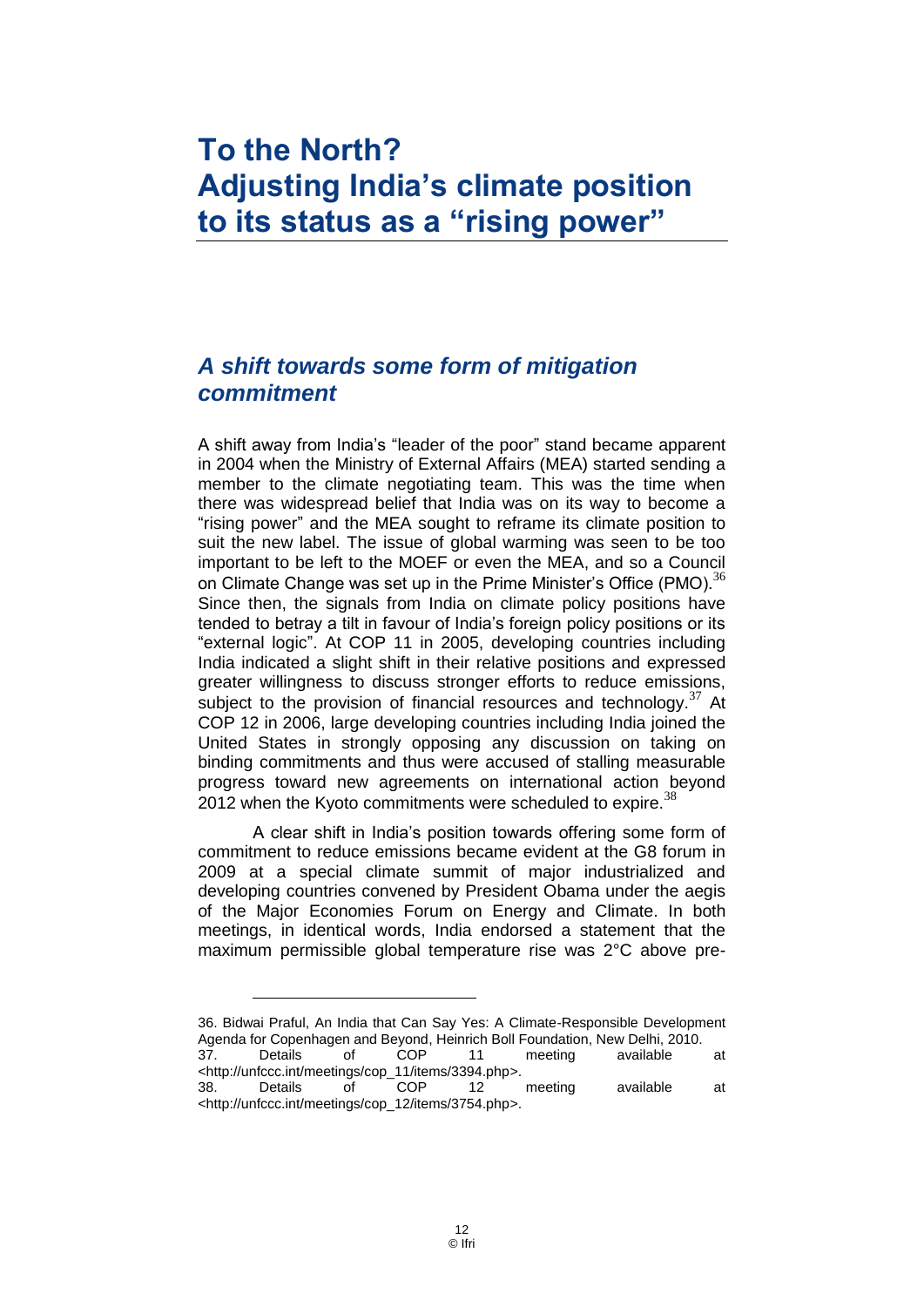# To the North? Adjusting India's climate position to its status as a "rising power"

## *A shift towards some form of mitigation commitment*

A shift away from India's "leader of the poor" stand became apparent in 2004 when the Ministry of External Affairs (MEA) started sending a member to the climate negotiating team. This was the time when there was widespread belief that India was on its way to become a "rising power" and the MEA sought to reframe its climate position to suit the new label. The issue of global warming was seen to be too important to be left to the MOEF or even the MEA, and so a Council on Climate Change was set up in the Prime Minister's Office (PMO).[36] Since then, the signals from India on climate policy positions have tended to betray a tilt in favour of India's foreign policy positions or its "external logic". At COP 11 in 2005, developing countries including India indicated a slight shift in their relative positions and expressed greater willingness to discuss stronger efforts to reduce emissions, subject to the provision of financial resources and technology.[37] At COP 12 in 2006, large developing countries including India joined the United States in strongly opposing any discussion on taking on binding commitments and thus were accused of stalling measurable progress toward new agreements on international action beyond 2012 when the Kyoto commitments were scheduled to expire.[38]

A clear shift in India's position towards offering some form of commitment to reduce emissions became evident at the G8 forum in 2009 at a special climate summit of major industrialized and developing countries convened by President Obama under the aegis of the Major Economies Forum on Energy and Climate. In both meetings, in identical words, India endorsed a statement that the maximum permissible global temperature rise was 2°C above pre-

---

36. Bidwai Praful, An India that Can Say Yes: A Climate-Responsible Development Agenda for Copenhagen and Beyond, Heinrich Boll Foundation, New Delhi, 2010.

37. Details of COP 11 meeting available at <http://unfccc.int/meetings/cop_11/items/3394.php>.

38. Details of COP 12 meeting available at <http://unfccc.int/meetings/cop_12/items/3754.php>.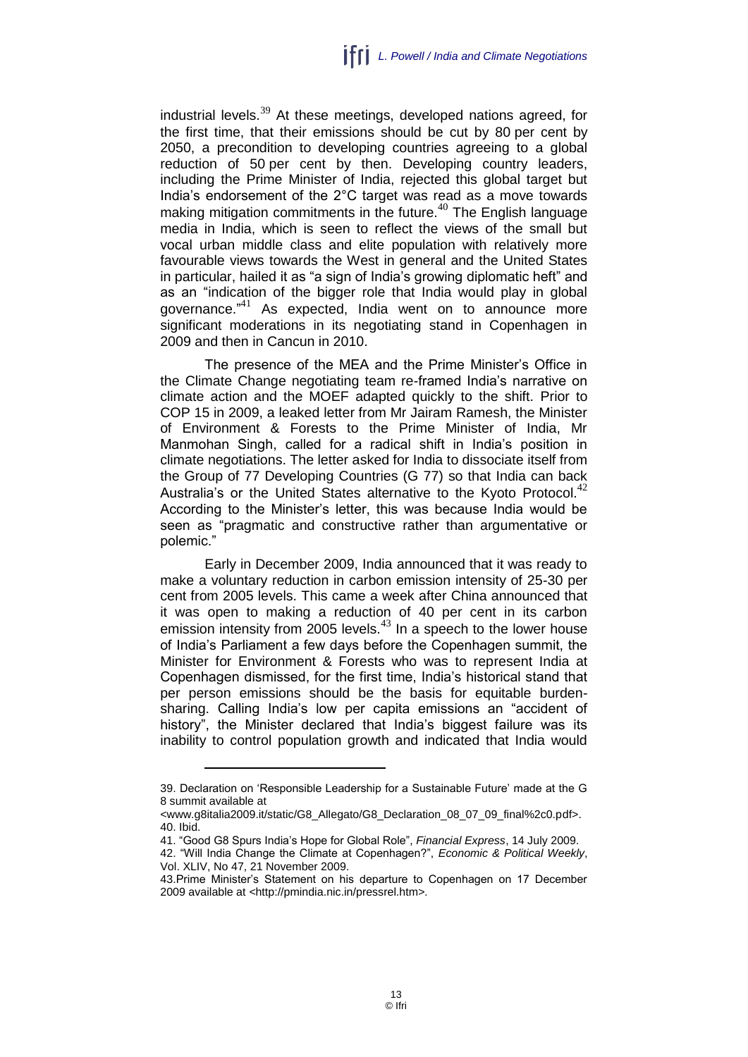industrial levels.[39] At these meetings, developed nations agreed, for the first time, that their emissions should be cut by 80 per cent by 2050, a precondition to developing countries agreeing to a global reduction of 50 per cent by then. Developing country leaders, including the Prime Minister of India, rejected this global target but India's endorsement of the 2°C target was read as a move towards making mitigation commitments in the future.[40] The English language media in India, which is seen to reflect the views of the small but vocal urban middle class and elite population with relatively more favourable views towards the West in general and the United States in particular, hailed it as "a sign of India's growing diplomatic heft" and as an "indication of the bigger role that India would play in global governance."[41] As expected, India went on to announce more significant moderations in its negotiating stand in Copenhagen in 2009 and then in Cancun in 2010.

The presence of the MEA and the Prime Minister's Office in the Climate Change negotiating team re-framed India's narrative on climate action and the MOEF adapted quickly to the shift. Prior to COP 15 in 2009, a leaked letter from Mr Jairam Ramesh, the Minister of Environment & Forests to the Prime Minister of India, Mr Manmohan Singh, called for a radical shift in India's position in climate negotiations. The letter asked for India to dissociate itself from the Group of 77 Developing Countries (G 77) so that India can back Australia's or the United States alternative to the Kyoto Protocol.[42] According to the Minister's letter, this was because India would be seen as "pragmatic and constructive rather than argumentative or polemic."

Early in December 2009, India announced that it was ready to make a voluntary reduction in carbon emission intensity of 25-30 per cent from 2005 levels. This came a week after China announced that it was open to making a reduction of 40 per cent in its carbon emission intensity from 2005 levels.[43] In a speech to the lower house of India's Parliament a few days before the Copenhagen summit, the Minister for Environment & Forests who was to represent India at Copenhagen dismissed, for the first time, India's historical stand that per person emissions should be the basis for equitable burden-sharing. Calling India's low per capita emissions an "accident of history", the Minister declared that India's biggest failure was its inability to control population growth and indicated that India would

---

39. Declaration on 'Responsible Leadership for a Sustainable Future' made at the G 8 summit available at <www.g8italia2009.it/static/G8_Allegato/G8_Declaration_08_07_09_final%2c0.pdf>.

40. Ibid.

41. "Good G8 Spurs India's Hope for Global Role", *Financial Express*, 14 July 2009.

42. "Will India Change the Climate at Copenhagen?", *Economic & Political Weekly*, Vol. XLIV, No 47, 21 November 2009.

43. Prime Minister's Statement on his departure to Copenhagen on 17 December 2009 available at <http://pmindia.nic.in/pressrel.htm>.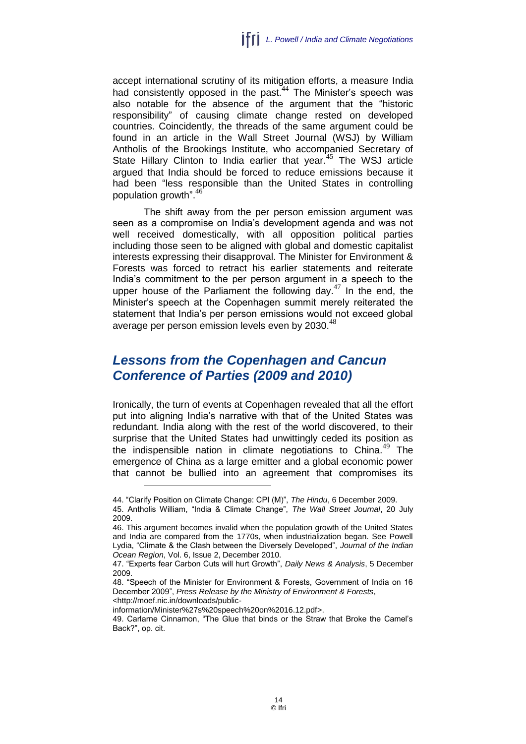accept international scrutiny of its mitigation efforts, a measure India had consistently opposed in the past.[44] The Minister's speech was also notable for the absence of the argument that the "historic responsibility" of causing climate change rested on developed countries. Coincidently, the threads of the same argument could be found in an article in the Wall Street Journal (WSJ) by William Antholis of the Brookings Institute, who accompanied Secretary of State Hillary Clinton to India earlier that year.[45] The WSJ article argued that India should be forced to reduce emissions because it had been "less responsible than the United States in controlling population growth".[46]

The shift away from the per person emission argument was seen as a compromise on India's development agenda and was not well received domestically, with all opposition political parties including those seen to be aligned with global and domestic capitalist interests expressing their disapproval. The Minister for Environment & Forests was forced to retract his earlier statements and reiterate India's commitment to the per person argument in a speech to the upper house of the Parliament the following day.[47] In the end, the Minister's speech at the Copenhagen summit merely reiterated the statement that India's per person emissions would not exceed global average per person emission levels even by 2030.[48]

## *Lessons from the Copenhagen and Cancun Conference of Parties (2009 and 2010)*

Ironically, the turn of events at Copenhagen revealed that all the effort put into aligning India's narrative with that of the United States was redundant. India along with the rest of the world discovered, to their surprise that the United States had unwittingly ceded its position as the indispensible nation in climate negotiations to China.[49] The emergence of China as a large emitter and a global economic power that cannot be bullied into an agreement that compromises its

---

44. "Clarify Position on Climate Change: CPI (M)", *The Hindu*, 6 December 2009.

45. Antholis William, "India & Climate Change", *The Wall Street Journal*, 20 July 2009.

46. This argument becomes invalid when the population growth of the United States and India are compared from the 1770s, when industrialization began. See Powell Lydia, "Climate & the Clash between the Diversely Developed", *Journal of the Indian Ocean Region*, Vol. 6, Issue 2, December 2010.

47. "Experts fear Carbon Cuts will hurt Growth", *Daily News & Analysis*, 5 December 2009.

48. "Speech of the Minister for Environment & Forests, Government of India on 16 December 2009", *Press Release by the Ministry of Environment & Forests*, <http://moef.nic.in/downloads/public-information/Minister%27s%20speech%20on%2016.12.pdf>.

49. Carlarne Cinnamon, "The Glue that binds or the Straw that Broke the Camel's Back?", op. cit.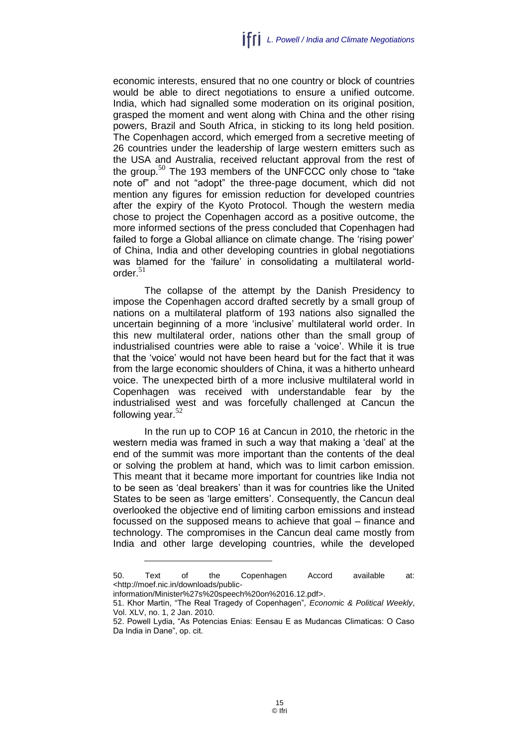economic interests, ensured that no one country or block of countries would be able to direct negotiations to ensure a unified outcome. India, which had signalled some moderation on its original position, grasped the moment and went along with China and the other rising powers, Brazil and South Africa, in sticking to its long held position. The Copenhagen accord, which emerged from a secretive meeting of 26 countries under the leadership of large western emitters such as the USA and Australia, received reluctant approval from the rest of the group.[50] The 193 members of the UNFCCC only chose to "take note of" and not "adopt" the three-page document, which did not mention any figures for emission reduction for developed countries after the expiry of the Kyoto Protocol. Though the western media chose to project the Copenhagen accord as a positive outcome, the more informed sections of the press concluded that Copenhagen had failed to forge a Global alliance on climate change. The 'rising power' of China, India and other developing countries in global negotiations was blamed for the 'failure' in consolidating a multilateral world-order.[51]

The collapse of the attempt by the Danish Presidency to impose the Copenhagen accord drafted secretly by a small group of nations on a multilateral platform of 193 nations also signalled the uncertain beginning of a more 'inclusive' multilateral world order. In this new multilateral order, nations other than the small group of industrialised countries were able to raise a 'voice'. While it is true that the 'voice' would not have been heard but for the fact that it was from the large economic shoulders of China, it was a hitherto unheard voice. The unexpected birth of a more inclusive multilateral world in Copenhagen was received with understandable fear by the industrialised west and was forcefully challenged at Cancun the following year.[52]

In the run up to COP 16 at Cancun in 2010, the rhetoric in the western media was framed in such a way that making a 'deal' at the end of the summit was more important than the contents of the deal or solving the problem at hand, which was to limit carbon emission. This meant that it became more important for countries like India not to be seen as 'deal breakers' than it was for countries like the United States to be seen as 'large emitters'. Consequently, the Cancun deal overlooked the objective end of limiting carbon emissions and instead focussed on the supposed means to achieve that goal – finance and technology. The compromises in the Cancun deal came mostly from India and other large developing countries, while the developed

---

50. Text of the Copenhagen Accord available at: <http://moef.nic.in/downloads/public-information/Minister%27s%20speech%20on%2016.12.pdf>.

51. Khor Martin, "The Real Tragedy of Copenhagen", *Economic & Political Weekly*, Vol. XLV, no. 1, 2 Jan. 2010.

52. Powell Lydia, "As Potencias Enias: Eensau E as Mudancas Climaticas: O Caso Da India in Dane", op. cit.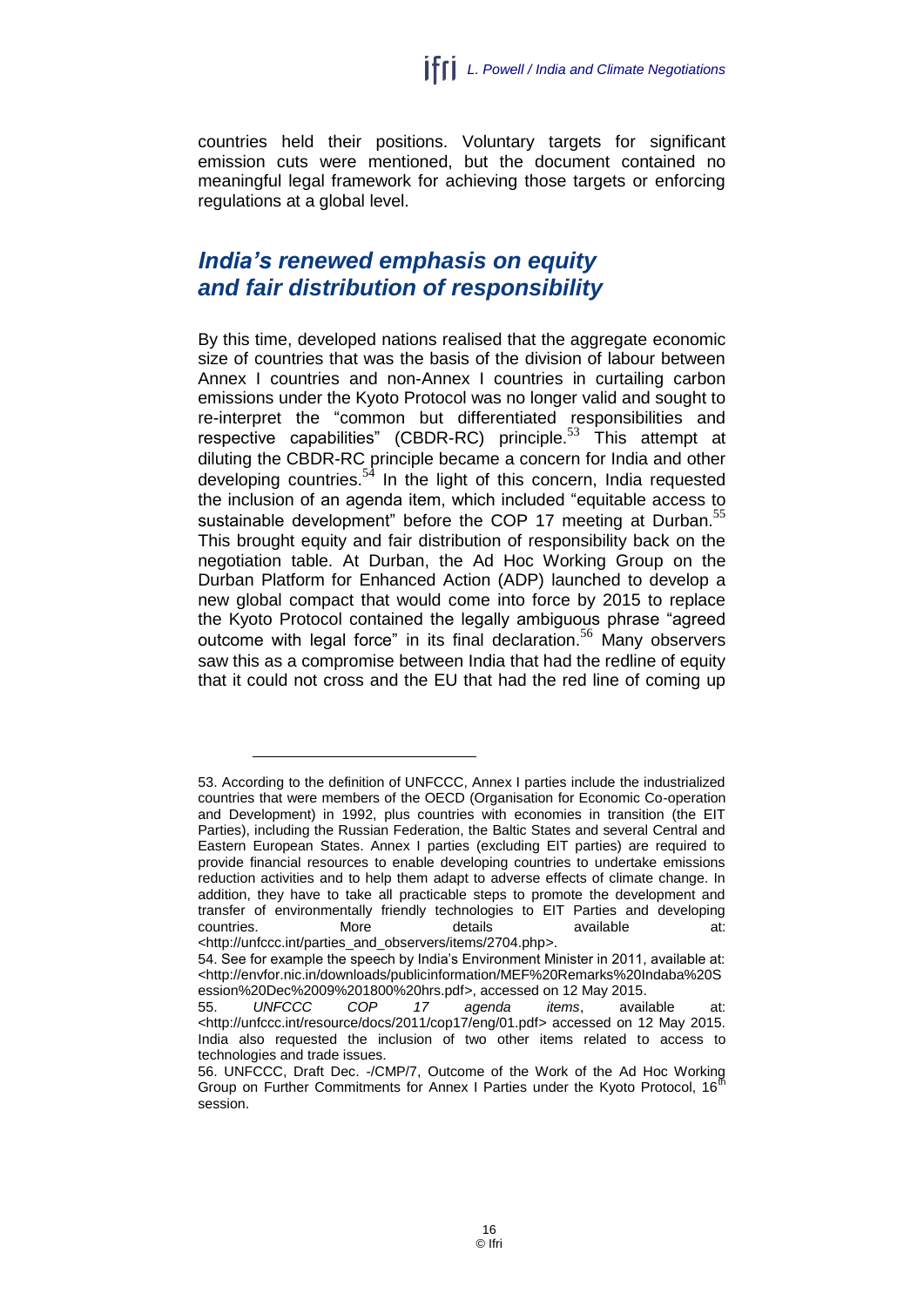countries held their positions. Voluntary targets for significant emission cuts were mentioned, but the document contained no meaningful legal framework for achieving those targets or enforcing regulations at a global level.

## *India's renewed emphasis on equity and fair distribution of responsibility*

By this time, developed nations realised that the aggregate economic size of countries that was the basis of the division of labour between Annex I countries and non-Annex I countries in curtailing carbon emissions under the Kyoto Protocol was no longer valid and sought to re-interpret the "common but differentiated responsibilities and respective capabilities" (CBDR-RC) principle.[53] This attempt at diluting the CBDR-RC principle became a concern for India and other developing countries.[54] In the light of this concern, India requested the inclusion of an agenda item, which included "equitable access to sustainable development" before the COP 17 meeting at Durban.[55] This brought equity and fair distribution of responsibility back on the negotiation table. At Durban, the Ad Hoc Working Group on the Durban Platform for Enhanced Action (ADP) launched to develop a new global compact that would come into force by 2015 to replace the Kyoto Protocol contained the legally ambiguous phrase "agreed outcome with legal force" in its final declaration.[56] Many observers saw this as a compromise between India that had the redline of equity that it could not cross and the EU that had the red line of coming up

---

53. According to the definition of UNFCCC, Annex I parties include the industrialized countries that were members of the OECD (Organisation for Economic Co-operation and Development) in 1992, plus countries with economies in transition (the EIT Parties), including the Russian Federation, the Baltic States and several Central and Eastern European States. Annex I parties (excluding EIT parties) are required to provide financial resources to enable developing countries to undertake emissions reduction activities and to help them adapt to adverse effects of climate change. In addition, they have to take all practicable steps to promote the development and transfer of environmentally friendly technologies to EIT Parties and developing countries. More details available at: <http://unfccc.int/parties_and_observers/items/2704.php>.

54. See for example the speech by India's Environment Minister in 2011, available at: <http://envfor.nic.in/downloads/publicinformation/MEF%20Remarks%20Indaba%20Session%20Dec%2009%201800%20hrs.pdf>, accessed on 12 May 2015.

55. *UNFCCC COP 17 agenda items*, available at: <http://unfccc.int/resource/docs/2011/cop17/eng/01.pdf> accessed on 12 May 2015. India also requested the inclusion of two other items related to access to technologies and trade issues.

56. UNFCCC, Draft Dec. -/CMP/7, Outcome of the Work of the Ad Hoc Working Group on Further Commitments for Annex I Parties under the Kyoto Protocol, 16th session.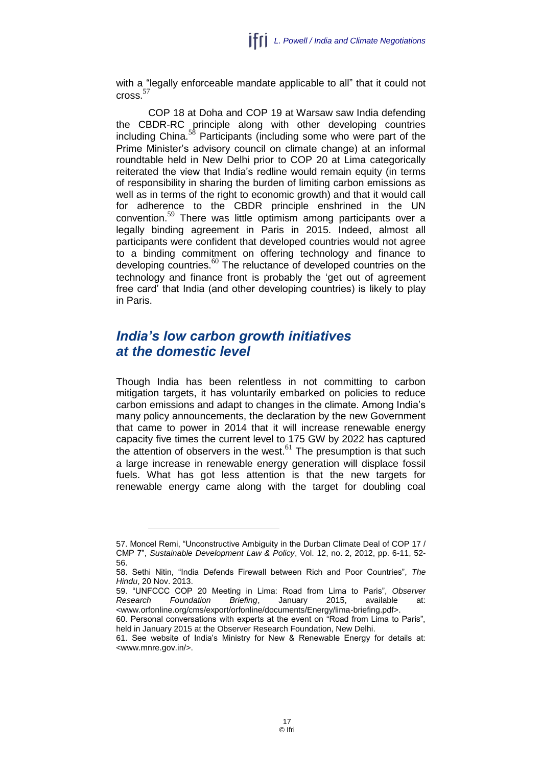with a "legally enforceable mandate applicable to all" that it could not cross.[57]

COP 18 at Doha and COP 19 at Warsaw saw India defending the CBDR-RC principle along with other developing countries including China.[58] Participants (including some who were part of the Prime Minister's advisory council on climate change) at an informal roundtable held in New Delhi prior to COP 20 at Lima categorically reiterated the view that India's redline would remain equity (in terms of responsibility in sharing the burden of limiting carbon emissions as well as in terms of the right to economic growth) and that it would call for adherence to the CBDR principle enshrined in the UN convention.[59] There was little optimism among participants over a legally binding agreement in Paris in 2015. Indeed, almost all participants were confident that developed countries would not agree to a binding commitment on offering technology and finance to developing countries.[60] The reluctance of developed countries on the technology and finance front is probably the 'get out of agreement free card' that India (and other developing countries) is likely to play in Paris.

## *India's low carbon growth initiatives at the domestic level*

Though India has been relentless in not committing to carbon mitigation targets, it has voluntarily embarked on policies to reduce carbon emissions and adapt to changes in the climate. Among India's many policy announcements, the declaration by the new Government that came to power in 2014 that it will increase renewable energy capacity five times the current level to 175 GW by 2022 has captured the attention of observers in the west.[61] The presumption is that such a large increase in renewable energy generation will displace fossil fuels. What has got less attention is that the new targets for renewable energy came along with the target for doubling coal

---

57. Moncel Remi, "Unconstructive Ambiguity in the Durban Climate Deal of COP 17 / CMP 7", *Sustainable Development Law & Policy*, Vol. 12, no. 2, 2012, pp. 6-11, 52-56.

58. Sethi Nitin, "India Defends Firewall between Rich and Poor Countries", *The Hindu*, 20 Nov. 2013.

59. "UNFCCC COP 20 Meeting in Lima: Road from Lima to Paris", *Observer Research Foundation Briefing*, January 2015, available at: <www.orfonline.org/cms/export/orfonline/documents/Energy/lima-briefing.pdf>.

60. Personal conversations with experts at the event on "Road from Lima to Paris", held in January 2015 at the Observer Research Foundation, New Delhi.

61. See website of India's Ministry for New & Renewable Energy for details at: <www.mnre.gov.in/>.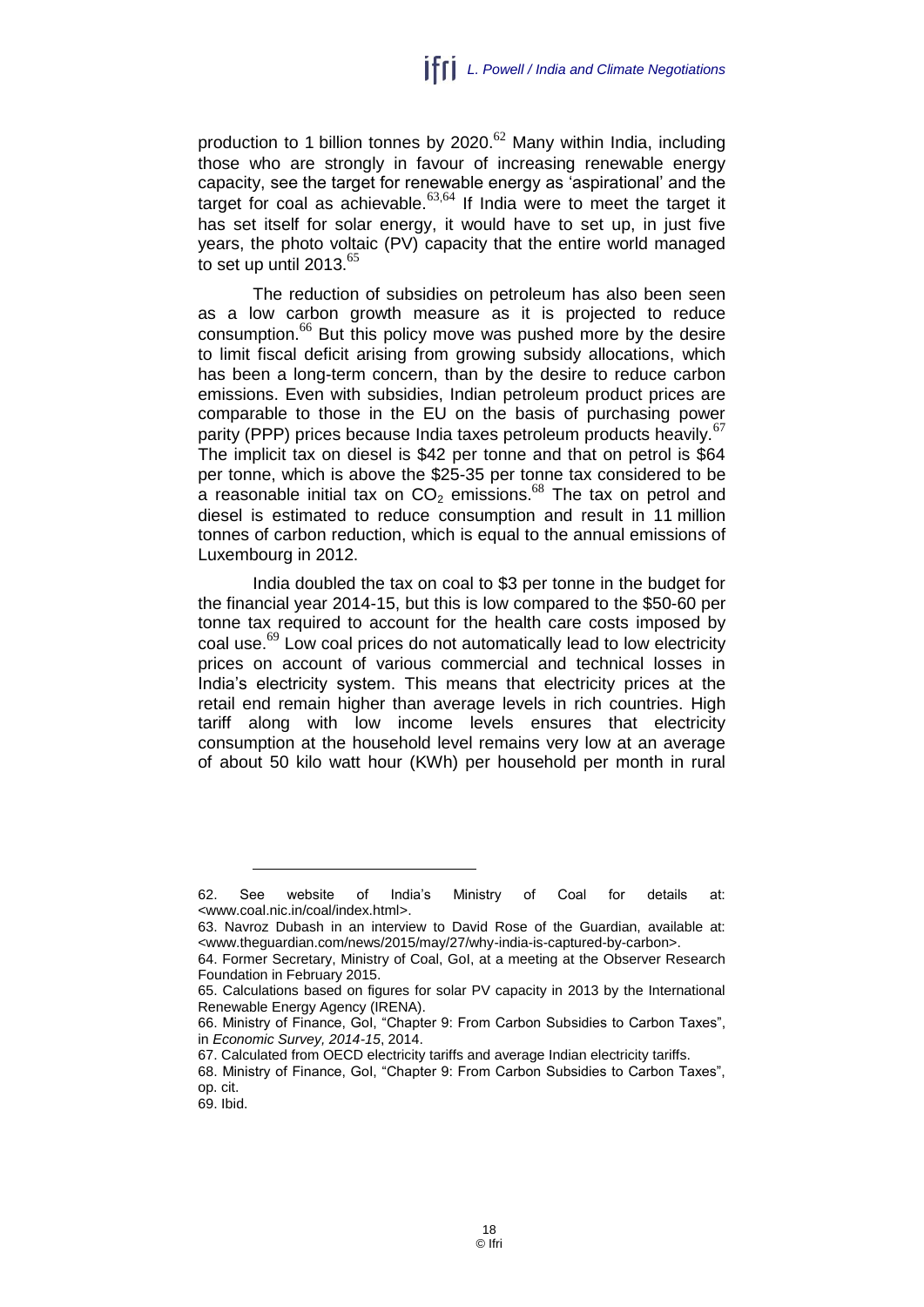production to 1 billion tonnes by 2020.[62] Many within India, including those who are strongly in favour of increasing renewable energy capacity, see the target for renewable energy as 'aspirational' and the target for coal as achievable.[63,64] If India were to meet the target it has set itself for solar energy, it would have to set up, in just five years, the photo voltaic (PV) capacity that the entire world managed to set up until 2013.[65]

The reduction of subsidies on petroleum has also been seen as a low carbon growth measure as it is projected to reduce consumption.[66] But this policy move was pushed more by the desire to limit fiscal deficit arising from growing subsidy allocations, which has been a long-term concern, than by the desire to reduce carbon emissions. Even with subsidies, Indian petroleum product prices are comparable to those in the EU on the basis of purchasing power parity (PPP) prices because India taxes petroleum products heavily.[67] The implicit tax on diesel is $42 per tonne and that on petrol is $64 per tonne, which is above the $25-35 per tonne tax considered to be a reasonable initial tax on $CO_2$ emissions.[68] The tax on petrol and diesel is estimated to reduce consumption and result in 11 million tonnes of carbon reduction, which is equal to the annual emissions of Luxembourg in 2012.

India doubled the tax on coal to $3 per tonne in the budget for the financial year 2014-15, but this is low compared to the $50-60 per tonne tax required to account for the health care costs imposed by coal use.[69] Low coal prices do not automatically lead to low electricity prices on account of various commercial and technical losses in India's electricity system. This means that electricity prices at the retail end remain higher than average levels in rich countries. High tariff along with low income levels ensures that electricity consumption at the household level remains very low at an average of about 50 kilo watt hour (KWh) per household per month in rural

---

62. See website of India's Ministry of Coal for details at: <www.coal.nic.in/coal/index.html>.

63. Navroz Dubash in an interview to David Rose of the Guardian, available at: <www.theguardian.com/news/2015/may/27/why-india-is-captured-by-carbon>.

64. Former Secretary, Ministry of Coal, GoI, at a meeting at the Observer Research Foundation in February 2015.

65. Calculations based on figures for solar PV capacity in 2013 by the International Renewable Energy Agency (IRENA).

66. Ministry of Finance, GoI, "Chapter 9: From Carbon Subsidies to Carbon Taxes", in *Economic Survey, 2014-15*, 2014.

67. Calculated from OECD electricity tariffs and average Indian electricity tariffs.

68. Ministry of Finance, GoI, "Chapter 9: From Carbon Subsidies to Carbon Taxes", op. cit.

69. Ibid.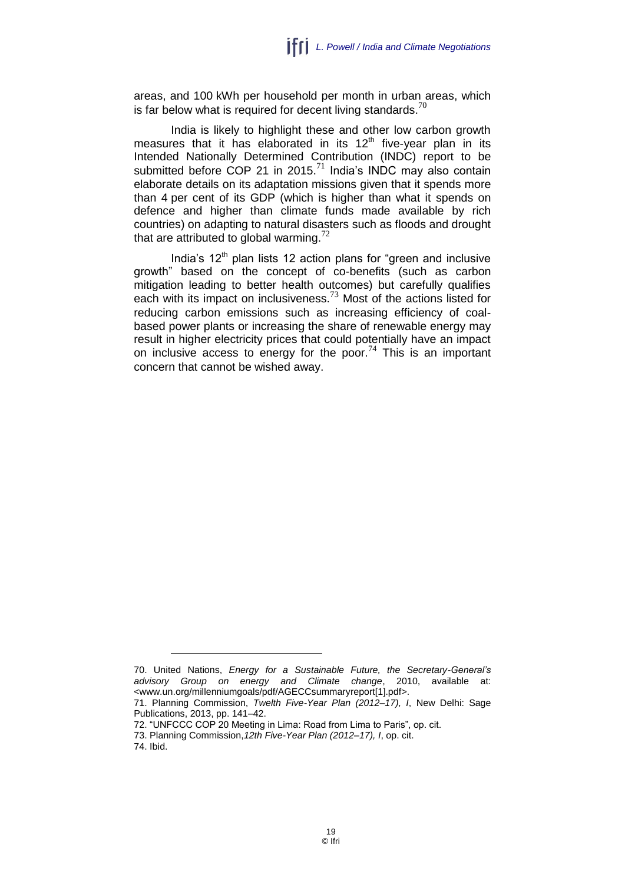areas, and 100 kWh per household per month in urban areas, which is far below what is required for decent living standards.[70]

India is likely to highlight these and other low carbon growth measures that it has elaborated in its 12th five-year plan in its Intended Nationally Determined Contribution (INDC) report to be submitted before COP 21 in 2015.[71] India's INDC may also contain elaborate details on its adaptation missions given that it spends more than 4 per cent of its GDP (which is higher than what it spends on defence and higher than climate funds made available by rich countries) on adapting to natural disasters such as floods and drought that are attributed to global warming.[72]

India's 12th plan lists 12 action plans for "green and inclusive growth" based on the concept of co-benefits (such as carbon mitigation leading to better health outcomes) but carefully qualifies each with its impact on inclusiveness.[73] Most of the actions listed for reducing carbon emissions such as increasing efficiency of coal-based power plants or increasing the share of renewable energy may result in higher electricity prices that could potentially have an impact on inclusive access to energy for the poor.[74] This is an important concern that cannot be wished away.

---

70. United Nations, *Energy for a Sustainable Future, the Secretary-General's advisory Group on energy and Climate change*, 2010, available at: <www.un.org/millenniumgoals/pdf/AGECCsummaryreport[1].pdf>.

71. Planning Commission, *Twelth Five-Year Plan (2012–17), I*, New Delhi: Sage Publications, 2013, pp. 141–42.

72. "UNFCCC COP 20 Meeting in Lima: Road from Lima to Paris", op. cit.

73. Planning Commission, *12th Five-Year Plan (2012–17), I*, op. cit.

74. Ibid.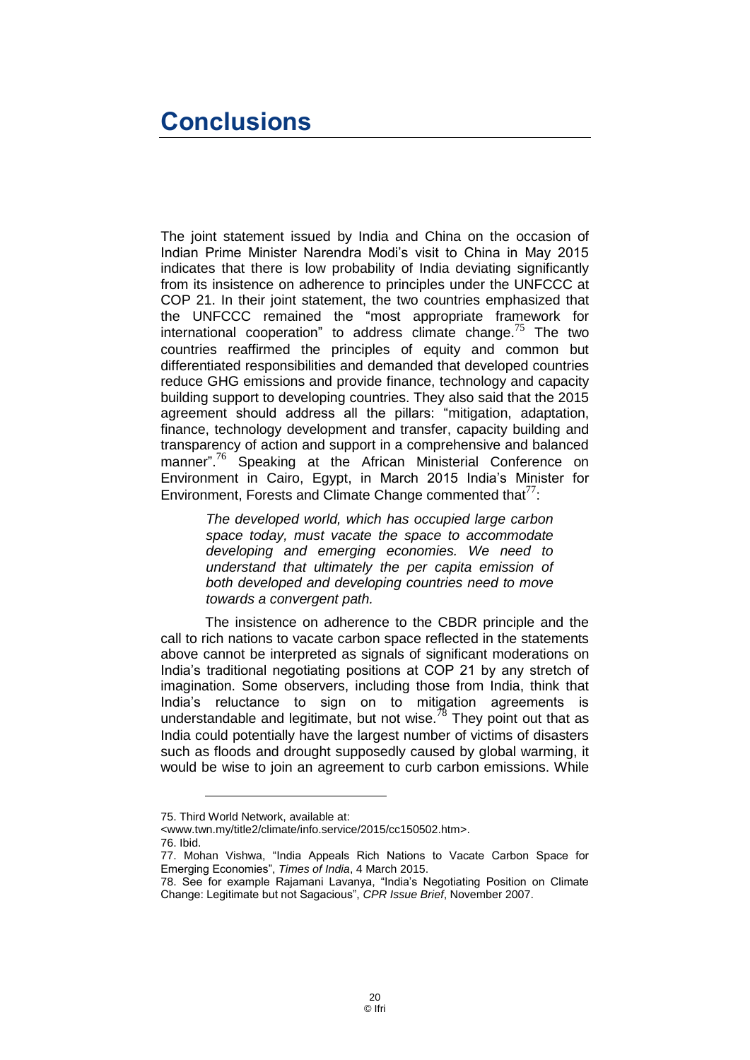# Conclusions

The joint statement issued by India and China on the occasion of Indian Prime Minister Narendra Modi's visit to China in May 2015 indicates that there is low probability of India deviating significantly from its insistence on adherence to principles under the UNFCCC at COP 21. In their joint statement, the two countries emphasized that the UNFCCC remained the "most appropriate framework for international cooperation" to address climate change.[75] The two countries reaffirmed the principles of equity and common but differentiated responsibilities and demanded that developed countries reduce GHG emissions and provide finance, technology and capacity building support to developing countries. They also said that the 2015 agreement should address all the pillars: "mitigation, adaptation, finance, technology development and transfer, capacity building and transparency of action and support in a comprehensive and balanced manner".[76] Speaking at the African Ministerial Conference on Environment in Cairo, Egypt, in March 2015 India's Minister for Environment, Forests and Climate Change commented that[77]:

> *The developed world, which has occupied large carbon space today, must vacate the space to accommodate developing and emerging economies. We need to understand that ultimately the per capita emission of both developed and developing countries need to move towards a convergent path.*

The insistence on adherence to the CBDR principle and the call to rich nations to vacate carbon space reflected in the statements above cannot be interpreted as signals of significant moderations on India's traditional negotiating positions at COP 21 by any stretch of imagination. Some observers, including those from India, think that India's reluctance to sign on to mitigation agreements is understandable and legitimate, but not wise.[78] They point out that as India could potentially have the largest number of victims of disasters such as floods and drought supposedly caused by global warming, it would be wise to join an agreement to curb carbon emissions. While

---

75. Third World Network, available at: <www.twn.my/title2/climate/info.service/2015/cc150502.htm>.

76. Ibid.

77. Mohan Vishwa, "India Appeals Rich Nations to Vacate Carbon Space for Emerging Economies", *Times of India*, 4 March 2015.

78. See for example Rajamani Lavanya, "India's Negotiating Position on Climate Change: Legitimate but not Sagacious", *CPR Issue Brief*, November 2007.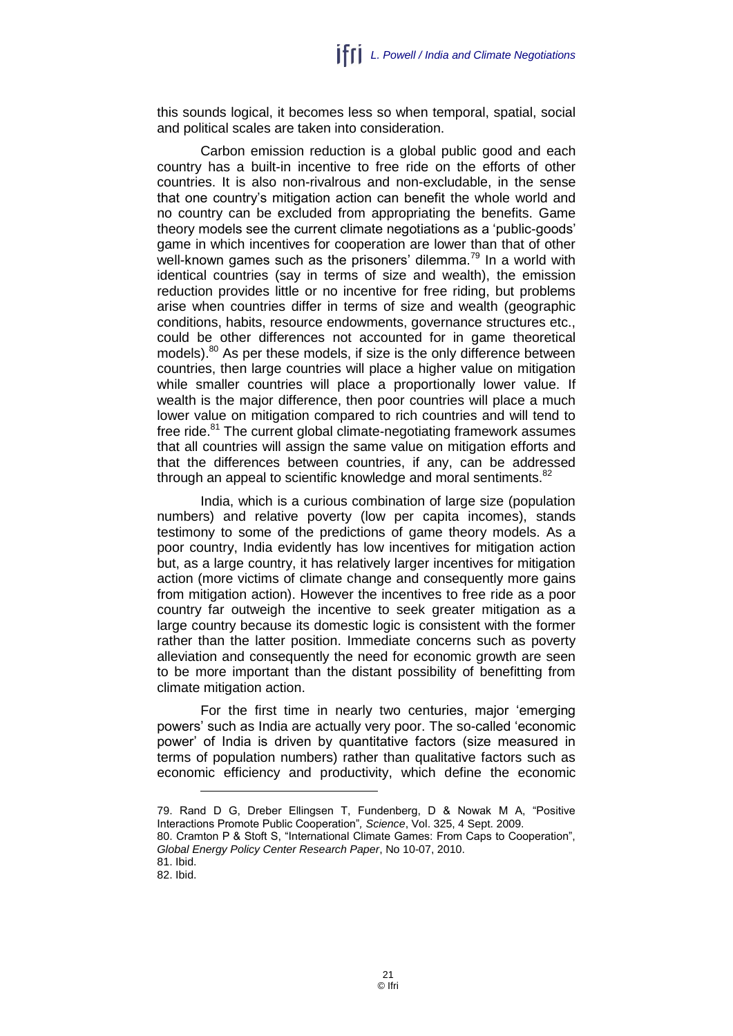this sounds logical, it becomes less so when temporal, spatial, social and political scales are taken into consideration.

Carbon emission reduction is a global public good and each country has a built-in incentive to free ride on the efforts of other countries. It is also non-rivalrous and non-excludable, in the sense that one country's mitigation action can benefit the whole world and no country can be excluded from appropriating the benefits. Game theory models see the current climate negotiations as a 'public-goods' game in which incentives for cooperation are lower than that of other well-known games such as the prisoners' dilemma.[79] In a world with identical countries (say in terms of size and wealth), the emission reduction provides little or no incentive for free riding, but problems arise when countries differ in terms of size and wealth (geographic conditions, habits, resource endowments, governance structures etc., could be other differences not accounted for in game theoretical models).[80] As per these models, if size is the only difference between countries, then large countries will place a higher value on mitigation while smaller countries will place a proportionally lower value. If wealth is the major difference, then poor countries will place a much lower value on mitigation compared to rich countries and will tend to free ride.[81] The current global climate-negotiating framework assumes that all countries will assign the same value on mitigation efforts and that the differences between countries, if any, can be addressed through an appeal to scientific knowledge and moral sentiments.[82]

India, which is a curious combination of large size (population numbers) and relative poverty (low per capita incomes), stands testimony to some of the predictions of game theory models. As a poor country, India evidently has low incentives for mitigation action but, as a large country, it has relatively larger incentives for mitigation action (more victims of climate change and consequently more gains from mitigation action). However the incentives to free ride as a poor country far outweigh the incentive to seek greater mitigation as a large country because its domestic logic is consistent with the former rather than the latter position. Immediate concerns such as poverty alleviation and consequently the need for economic growth are seen to be more important than the distant possibility of benefitting from climate mitigation action.

For the first time in nearly two centuries, major 'emerging powers' such as India are actually very poor. The so-called 'economic power' of India is driven by quantitative factors (size measured in terms of population numbers) rather than qualitative factors such as economic efficiency and productivity, which define the economic

---

79. Rand D G, Dreber Ellingsen T, Fundenberg, D & Nowak M A, "Positive Interactions Promote Public Cooperation", *Science*, Vol. 325, 4 Sept. 2009.

80. Cramton P & Stoft S, "International Climate Games: From Caps to Cooperation", *Global Energy Policy Center Research Paper*, No 10-07, 2010.

81. Ibid.

82. Ibid.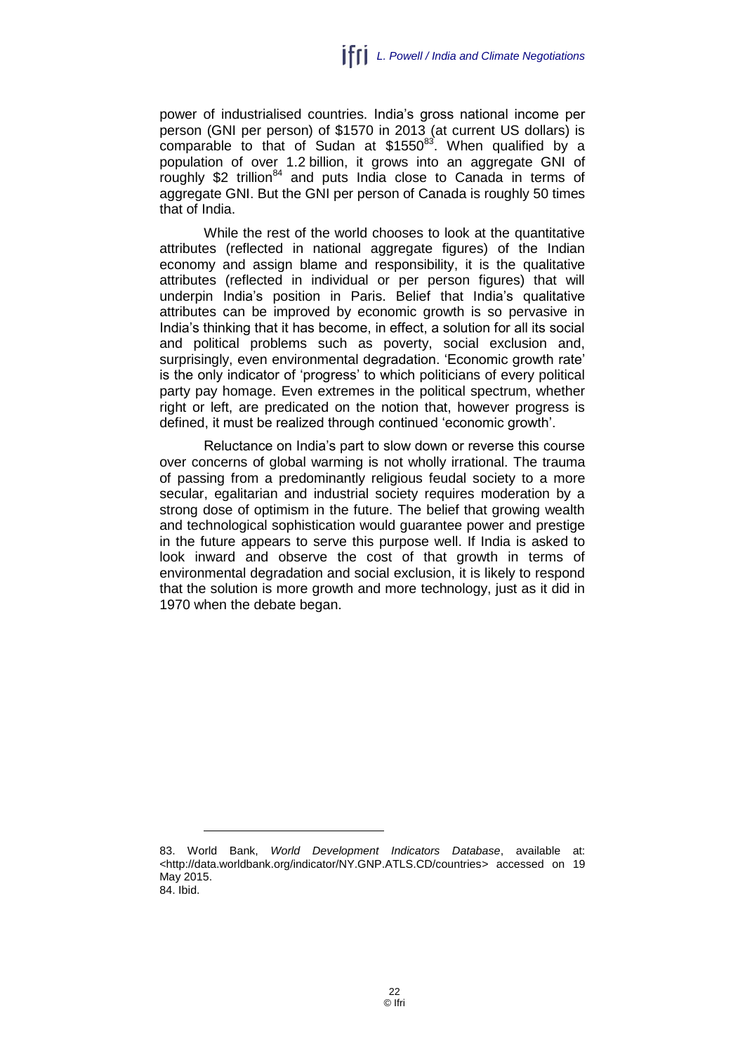power of industrialised countries. India's gross national income per person (GNI per person) of $1570 in 2013 (at current US dollars) is comparable to that of Sudan at $1550[83]. When qualified by a population of over 1.2 billion, it grows into an aggregate GNI of roughly $2 trillion[84] and puts India close to Canada in terms of aggregate GNI. But the GNI per person of Canada is roughly 50 times that of India.

While the rest of the world chooses to look at the quantitative attributes (reflected in national aggregate figures) of the Indian economy and assign blame and responsibility, it is the qualitative attributes (reflected in individual or per person figures) that will underpin India's position in Paris. Belief that India's qualitative attributes can be improved by economic growth is so pervasive in India's thinking that it has become, in effect, a solution for all its social and political problems such as poverty, social exclusion and, surprisingly, even environmental degradation. 'Economic growth rate' is the only indicator of 'progress' to which politicians of every political party pay homage. Even extremes in the political spectrum, whether right or left, are predicated on the notion that, however progress is defined, it must be realized through continued 'economic growth'.

Reluctance on India's part to slow down or reverse this course over concerns of global warming is not wholly irrational. The trauma of passing from a predominantly religious feudal society to a more secular, egalitarian and industrial society requires moderation by a strong dose of optimism in the future. The belief that growing wealth and technological sophistication would guarantee power and prestige in the future appears to serve this purpose well. If India is asked to look inward and observe the cost of that growth in terms of environmental degradation and social exclusion, it is likely to respond that the solution is more growth and more technology, just as it did in 1970 when the debate began.

---

83. World Bank, *World Development Indicators Database*, available at: <http://data.worldbank.org/indicator/NY.GNP.ATLS.CD/countries> accessed on 19 May 2015.
84. Ibid.